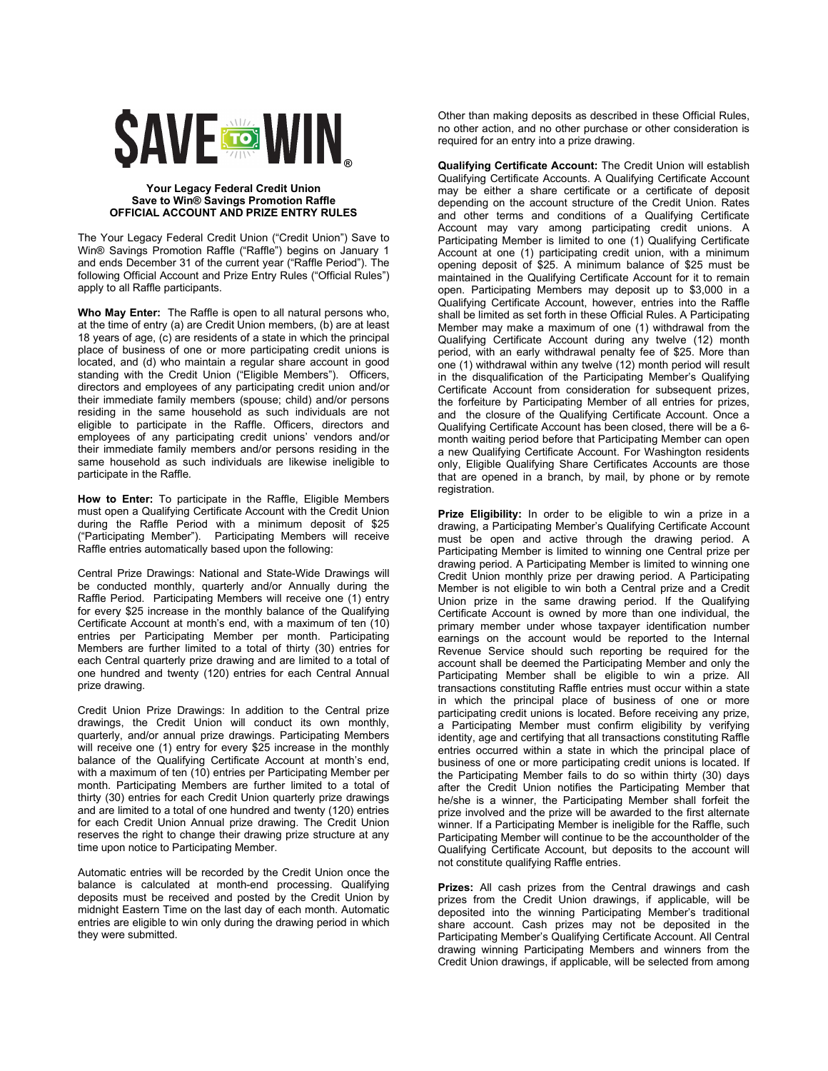# $AVE TO WIN®

**Your Legacy Federal Credit Union**
**Save to Win® Savings Promotion Raffle**
**OFFICIAL ACCOUNT AND PRIZE ENTRY RULES**

The Your Legacy Federal Credit Union ("Credit Union") Save to Win® Savings Promotion Raffle ("Raffle") begins on January 1 and ends December 31 of the current year ("Raffle Period"). The following Official Account and Prize Entry Rules ("Official Rules") apply to all Raffle participants.

**Who May Enter:** The Raffle is open to all natural persons who, at the time of entry (a) are Credit Union members, (b) are at least 18 years of age, (c) are residents of a state in which the principal place of business of one or more participating credit unions is located, and (d) who maintain a regular share account in good standing with the Credit Union ("Eligible Members"). Officers, directors and employees of any participating credit union and/or their immediate family members (spouse; child) and/or persons residing in the same household as such individuals are not eligible to participate in the Raffle. Officers, directors and employees of any participating credit unions' vendors and/or their immediate family members and/or persons residing in the same household as such individuals are likewise ineligible to participate in the Raffle.

**How to Enter:** To participate in the Raffle, Eligible Members must open a Qualifying Certificate Account with the Credit Union during the Raffle Period with a minimum deposit of $25 ("Participating Member"). Participating Members will receive Raffle entries automatically based upon the following:

Central Prize Drawings: National and State-Wide Drawings will be conducted monthly, quarterly and/or Annually during the Raffle Period. Participating Members will receive one (1) entry for every $25 increase in the monthly balance of the Qualifying Certificate Account at month's end, with a maximum of ten (10) entries per Participating Member per month. Participating Members are further limited to a total of thirty (30) entries for each Central quarterly prize drawing and are limited to a total of one hundred and twenty (120) entries for each Central Annual prize drawing.

Credit Union Prize Drawings: In addition to the Central prize drawings, the Credit Union will conduct its own monthly, quarterly, and/or annual prize drawings. Participating Members will receive one (1) entry for every $25 increase in the monthly balance of the Qualifying Certificate Account at month's end, with a maximum of ten (10) entries per Participating Member per month. Participating Members are further limited to a total of thirty (30) entries for each Credit Union quarterly prize drawings and are limited to a total of one hundred and twenty (120) entries for each Credit Union Annual prize drawing. The Credit Union reserves the right to change their drawing prize structure at any time upon notice to Participating Member.

Automatic entries will be recorded by the Credit Union once the balance is calculated at month-end processing. Qualifying deposits must be received and posted by the Credit Union by midnight Eastern Time on the last day of each month. Automatic entries are eligible to win only during the drawing period in which they were submitted.

Other than making deposits as described in these Official Rules, no other action, and no other purchase or other consideration is required for an entry into a prize drawing.

**Qualifying Certificate Account:** The Credit Union will establish Qualifying Certificate Accounts. A Qualifying Certificate Account may be either a share certificate or a certificate of deposit depending on the account structure of the Credit Union. Rates and other terms and conditions of a Qualifying Certificate Account may vary among participating credit unions. A Participating Member is limited to one (1) Qualifying Certificate Account at one (1) participating credit union, with a minimum opening deposit of $25. A minimum balance of $25 must be maintained in the Qualifying Certificate Account for it to remain open. Participating Members may deposit up to $3,000 in a Qualifying Certificate Account, however, entries into the Raffle shall be limited as set forth in these Official Rules. A Participating Member may make a maximum of one (1) withdrawal from the Qualifying Certificate Account during any twelve (12) month period, with an early withdrawal penalty fee of $25. More than one (1) withdrawal within any twelve (12) month period will result in the disqualification of the Participating Member's Qualifying Certificate Account from consideration for subsequent prizes, the forfeiture by Participating Member of all entries for prizes, and the closure of the Qualifying Certificate Account. Once a Qualifying Certificate Account has been closed, there will be a 6-month waiting period before that Participating Member can open a new Qualifying Certificate Account. For Washington residents only, Eligible Qualifying Share Certificates Accounts are those that are opened in a branch, by mail, by phone or by remote registration.

**Prize Eligibility:** In order to be eligible to win a prize in a drawing, a Participating Member's Qualifying Certificate Account must be open and active through the drawing period. A Participating Member is limited to winning one Central prize per drawing period. A Participating Member is limited to winning one Credit Union monthly prize per drawing period. A Participating Member is not eligible to win both a Central prize and a Credit Union prize in the same drawing period. If the Qualifying Certificate Account is owned by more than one individual, the primary member under whose taxpayer identification number earnings on the account would be reported to the Internal Revenue Service should such reporting be required for the account shall be deemed the Participating Member and only the Participating Member shall be eligible to win a prize. All transactions constituting Raffle entries must occur within a state in which the principal place of business of one or more participating credit unions is located. Before receiving any prize, a Participating Member must confirm eligibility by verifying identity, age and certifying that all transactions constituting Raffle entries occurred within a state in which the principal place of business of one or more participating credit unions is located. If the Participating Member fails to do so within thirty (30) days after the Credit Union notifies the Participating Member that he/she is a winner, the Participating Member shall forfeit the prize involved and the prize will be awarded to the first alternate winner. If a Participating Member is ineligible for the Raffle, such Participating Member will continue to be the accountholder of the Qualifying Certificate Account, but deposits to the account will not constitute qualifying Raffle entries.

**Prizes:** All cash prizes from the Central drawings and cash prizes from the Credit Union drawings, if applicable, will be deposited into the winning Participating Member's traditional share account. Cash prizes may not be deposited in the Participating Member's Qualifying Certificate Account. All Central drawing winning Participating Members and winners from the Credit Union drawings, if applicable, will be selected from among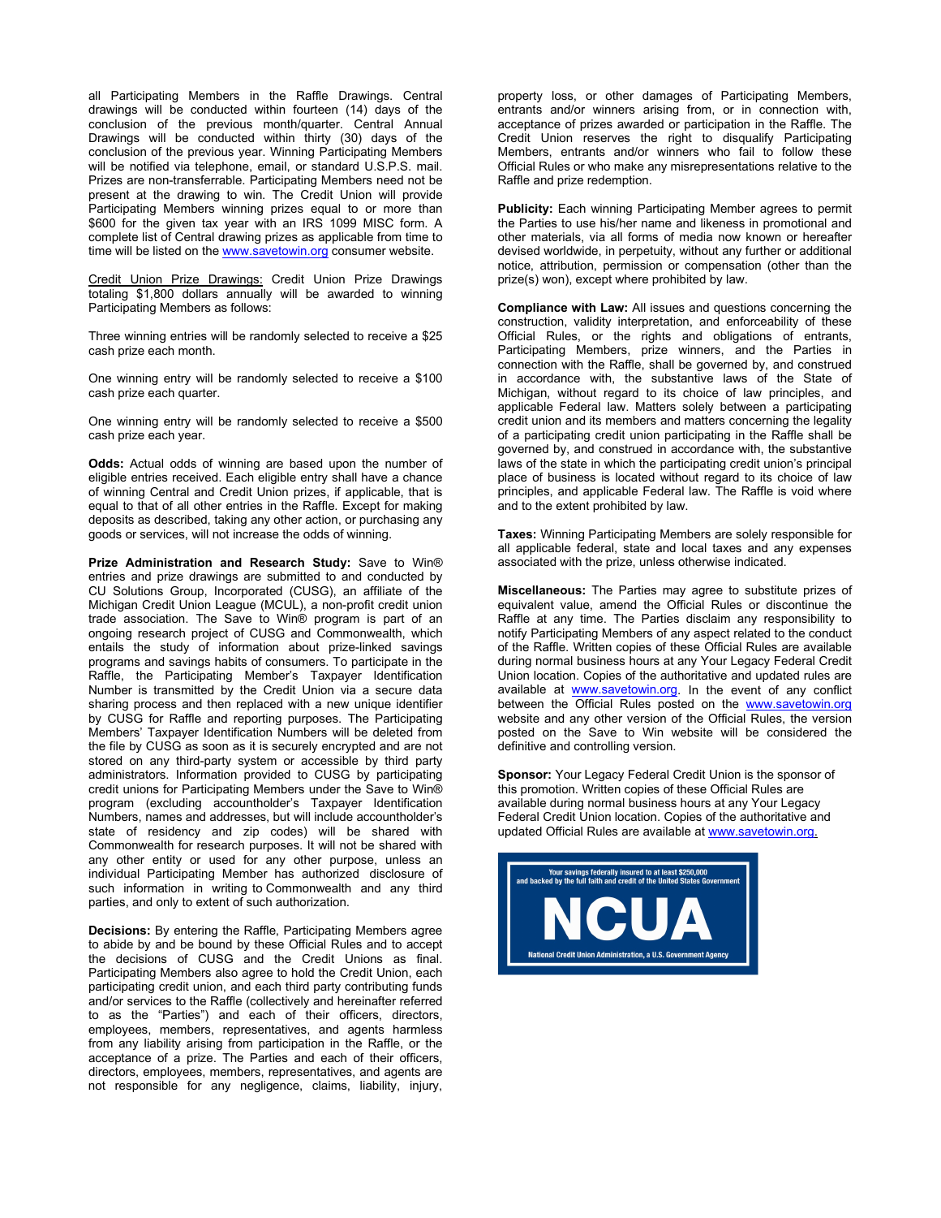all Participating Members in the Raffle Drawings. Central drawings will be conducted within fourteen (14) days of the conclusion of the previous month/quarter. Central Annual Drawings will be conducted within thirty (30) days of the conclusion of the previous year. Winning Participating Members will be notified via telephone, email, or standard U.S.P.S. mail. Prizes are non-transferrable. Participating Members need not be present at the drawing to win. The Credit Union will provide Participating Members winning prizes equal to or more than $600 for the given tax year with an IRS 1099 MISC form. A complete list of Central drawing prizes as applicable from time to time will be listed on the www.savetowin.org consumer website.

Credit Union Prize Drawings: Credit Union Prize Drawings totaling $1,800 dollars annually will be awarded to winning Participating Members as follows:

Three winning entries will be randomly selected to receive a $25 cash prize each month.

One winning entry will be randomly selected to receive a $100 cash prize each quarter.

One winning entry will be randomly selected to receive a $500 cash prize each year.

**Odds:** Actual odds of winning are based upon the number of eligible entries received. Each eligible entry shall have a chance of winning Central and Credit Union prizes, if applicable, that is equal to that of all other entries in the Raffle. Except for making deposits as described, taking any other action, or purchasing any goods or services, will not increase the odds of winning.

**Prize Administration and Research Study:** Save to Win® entries and prize drawings are submitted to and conducted by CU Solutions Group, Incorporated (CUSG), an affiliate of the Michigan Credit Union League (MCUL), a non-profit credit union trade association. The Save to Win® program is part of an ongoing research project of CUSG and Commonwealth, which entails the study of information about prize-linked savings programs and savings habits of consumers. To participate in the Raffle, the Participating Member's Taxpayer Identification Number is transmitted by the Credit Union via a secure data sharing process and then replaced with a new unique identifier by CUSG for Raffle and reporting purposes. The Participating Members' Taxpayer Identification Numbers will be deleted from the file by CUSG as soon as it is securely encrypted and are not stored on any third-party system or accessible by third party administrators. Information provided to CUSG by participating credit unions for Participating Members under the Save to Win® program (excluding accountholder's Taxpayer Identification Numbers, names and addresses, but will include accountholder's state of residency and zip codes) will be shared with Commonwealth for research purposes. It will not be shared with any other entity or used for any other purpose, unless an individual Participating Member has authorized disclosure of such information in writing to Commonwealth and any third parties, and only to extent of such authorization.

**Decisions:** By entering the Raffle, Participating Members agree to abide by and be bound by these Official Rules and to accept the decisions of CUSG and the Credit Unions as final. Participating Members also agree to hold the Credit Union, each participating credit union, and each third party contributing funds and/or services to the Raffle (collectively and hereinafter referred to as the "Parties") and each of their officers, directors, employees, members, representatives, and agents harmless from any liability arising from participation in the Raffle, or the acceptance of a prize. The Parties and each of their officers, directors, employees, members, representatives, and agents are not responsible for any negligence, claims, liability, injury, property loss, or other damages of Participating Members, entrants and/or winners arising from, or in connection with, acceptance of prizes awarded or participation in the Raffle. The Credit Union reserves the right to disqualify Participating Members, entrants and/or winners who fail to follow these Official Rules or who make any misrepresentations relative to the Raffle and prize redemption.

**Publicity:** Each winning Participating Member agrees to permit the Parties to use his/her name and likeness in promotional and other materials, via all forms of media now known or hereafter devised worldwide, in perpetuity, without any further or additional notice, attribution, permission or compensation (other than the prize(s) won), except where prohibited by law.

**Compliance with Law:** All issues and questions concerning the construction, validity interpretation, and enforceability of these Official Rules, or the rights and obligations of entrants, Participating Members, prize winners, and the Parties in connection with the Raffle, shall be governed by, and construed in accordance with, the substantive laws of the State of Michigan, without regard to its choice of law principles, and applicable Federal law. Matters solely between a participating credit union and its members and matters concerning the legality of a participating credit union participating in the Raffle shall be governed by, and construed in accordance with, the substantive laws of the state in which the participating credit union's principal place of business is located without regard to its choice of law principles, and applicable Federal law. The Raffle is void where and to the extent prohibited by law.

**Taxes:** Winning Participating Members are solely responsible for all applicable federal, state and local taxes and any expenses associated with the prize, unless otherwise indicated.

**Miscellaneous:** The Parties may agree to substitute prizes of equivalent value, amend the Official Rules or discontinue the Raffle at any time. The Parties disclaim any responsibility to notify Participating Members of any aspect related to the conduct of the Raffle. Written copies of these Official Rules are available during normal business hours at any Your Legacy Federal Credit Union location. Copies of the authoritative and updated rules are available at www.savetowin.org. In the event of any conflict between the Official Rules posted on the www.savetowin.org website and any other version of the Official Rules, the version posted on the Save to Win website will be considered the definitive and controlling version.

**Sponsor:** Your Legacy Federal Credit Union is the sponsor of this promotion. Written copies of these Official Rules are available during normal business hours at any Your Legacy Federal Credit Union location. Copies of the authoritative and updated Official Rules are available at www.savetowin.org.

Your savings federally insured to at least $250,000
and backed by the full faith and credit of the United States Government

NCUA

National Credit Union Administration, a U.S. Government Agency